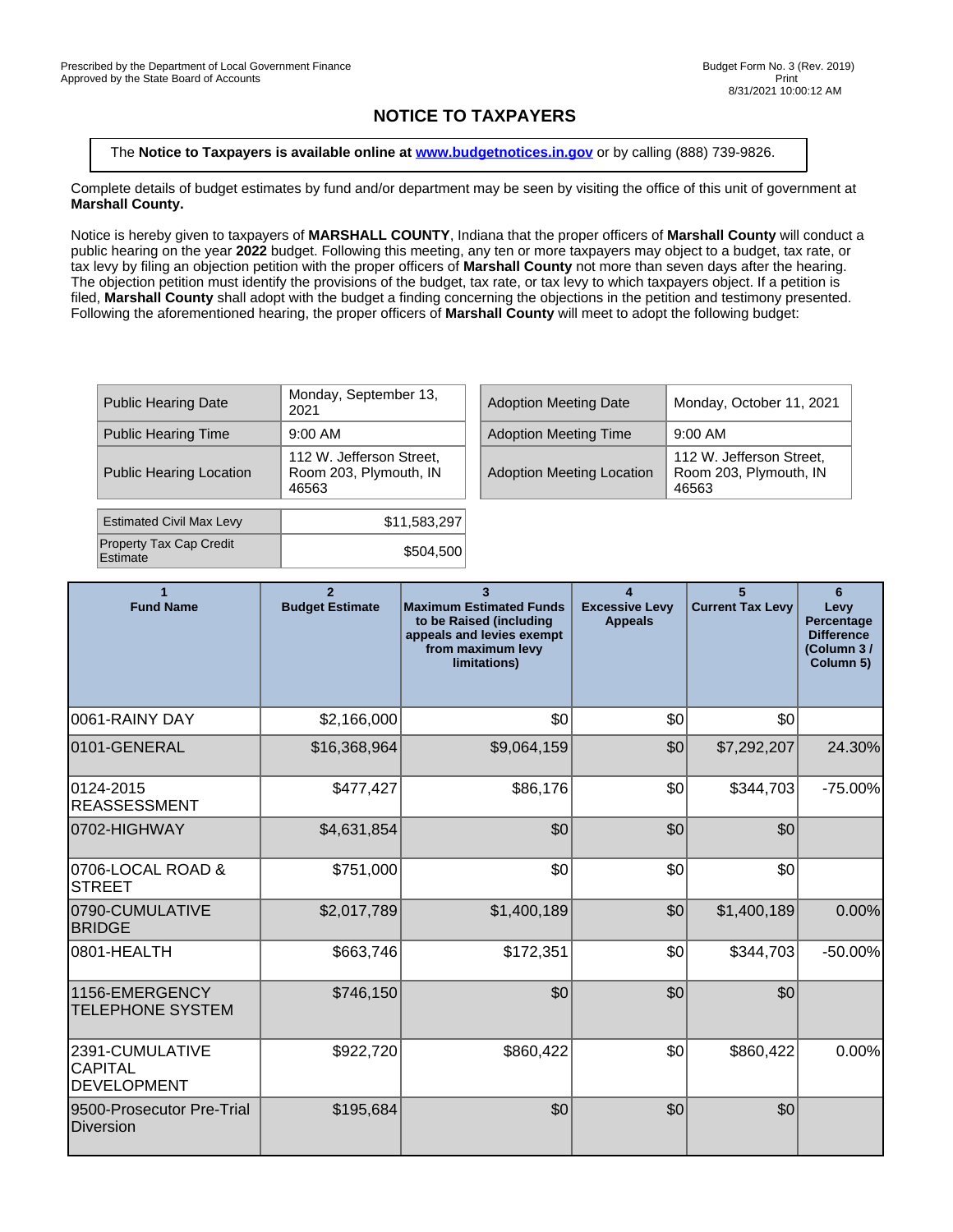Prescribed by the Department of Local Government Finance
Approved by the State Board of Accounts

Budget Form No. 3 (Rev. 2019)
Print
8/31/2021 10:00:12 AM

# NOTICE TO TAXPAYERS

The **Notice to Taxpayers is available online at www.budgetnotices.in.gov** or by calling (888) 739-9826.

Complete details of budget estimates by fund and/or department may be seen by visiting the office of this unit of government at **Marshall County.**

Notice is hereby given to taxpayers of **MARSHALL COUNTY**, Indiana that the proper officers of **Marshall County** will conduct a public hearing on the year **2022** budget. Following this meeting, any ten or more taxpayers may object to a budget, tax rate, or tax levy by filing an objection petition with the proper officers of **Marshall County** not more than seven days after the hearing. The objection petition must identify the provisions of the budget, tax rate, or tax levy to which taxpayers object. If a petition is filed, **Marshall County** shall adopt with the budget a finding concerning the objections in the petition and testimony presented. Following the aforementioned hearing, the proper officers of **Marshall County** will meet to adopt the following budget:

| | |
|---|---|
| Public Hearing Date | Monday, September 13, 2021 |
| Public Hearing Time | 9:00 AM |
| Public Hearing Location | 112 W. Jefferson Street, Room 203, Plymouth, IN 46563 |

| | |
|---|---|
| Adoption Meeting Date | Monday, October 11, 2021 |
| Adoption Meeting Time | 9:00 AM |
| Adoption Meeting Location | 112 W. Jefferson Street, Room 203, Plymouth, IN 46563 |

| | |
|---|---|
| Estimated Civil Max Levy | $11,583,297 |
| Property Tax Cap Credit Estimate | $504,500 |

| 1<br>Fund Name | 2<br>Budget Estimate | 3<br>Maximum Estimated Funds to be Raised (including appeals and levies exempt from maximum levy limitations) | 4<br>Excessive Levy Appeals | 5<br>Current Tax Levy | 6<br>Levy Percentage Difference (Column 3 / Column 5) |
|---|---|---|---|---|---|
| 0061-RAINY DAY | $2,166,000 | $0 | $0 | $0 | |
| 0101-GENERAL | $16,368,964 | $9,064,159 | $0 | $7,292,207 | 24.30% |
| 0124-2015 REASSESSMENT | $477,427 | $86,176 | $0 | $344,703 | -75.00% |
| 0702-HIGHWAY | $4,631,854 | $0 | $0 | $0 | |
| 0706-LOCAL ROAD & STREET | $751,000 | $0 | $0 | $0 | |
| 0790-CUMULATIVE BRIDGE | $2,017,789 | $1,400,189 | $0 | $1,400,189 | 0.00% |
| 0801-HEALTH | $663,746 | $172,351 | $0 | $344,703 | -50.00% |
| 1156-EMERGENCY TELEPHONE SYSTEM | $746,150 | $0 | $0 | $0 | |
| 2391-CUMULATIVE CAPITAL DEVELOPMENT | $922,720 | $860,422 | $0 | $860,422 | 0.00% |
| 9500-Prosecutor Pre-Trial Diversion | $195,684 | $0 | $0 | $0 | |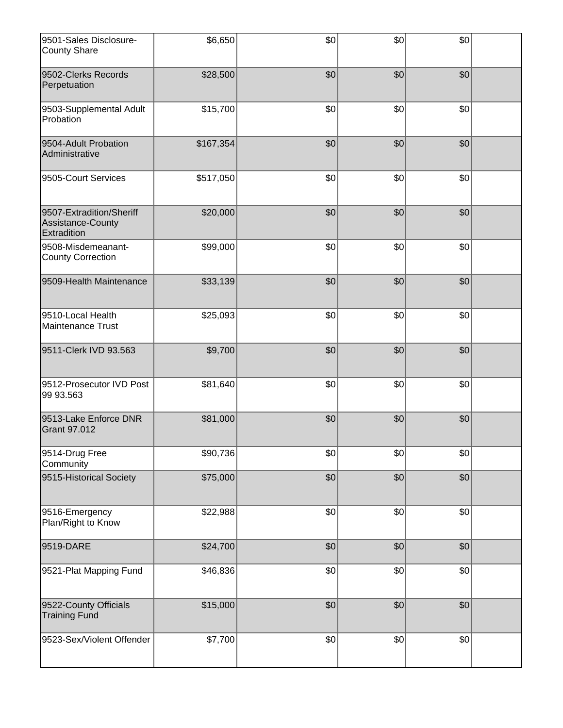| | | | | | |
|---|---|---|---|---|---|
| 9501-Sales Disclosure-County Share | $6,650 | $0 | $0 | $0 | |
| 9502-Clerks Records Perpetuation | $28,500 | $0 | $0 | $0 | |
| 9503-Supplemental Adult Probation | $15,700 | $0 | $0 | $0 | |
| 9504-Adult Probation Administrative | $167,354 | $0 | $0 | $0 | |
| 9505-Court Services | $517,050 | $0 | $0 | $0 | |
| 9507-Extradition/Sheriff Assistance-County Extradition | $20,000 | $0 | $0 | $0 | |
| 9508-Misdemeanant-County Correction | $99,000 | $0 | $0 | $0 | |
| 9509-Health Maintenance | $33,139 | $0 | $0 | $0 | |
| 9510-Local Health Maintenance Trust | $25,093 | $0 | $0 | $0 | |
| 9511-Clerk IVD 93.563 | $9,700 | $0 | $0 | $0 | |
| 9512-Prosecutor IVD Post 99 93.563 | $81,640 | $0 | $0 | $0 | |
| 9513-Lake Enforce DNR Grant 97.012 | $81,000 | $0 | $0 | $0 | |
| 9514-Drug Free Community | $90,736 | $0 | $0 | $0 | |
| 9515-Historical Society | $75,000 | $0 | $0 | $0 | |
| 9516-Emergency Plan/Right to Know | $22,988 | $0 | $0 | $0 | |
| 9519-DARE | $24,700 | $0 | $0 | $0 | |
| 9521-Plat Mapping Fund | $46,836 | $0 | $0 | $0 | |
| 9522-County Officials Training Fund | $15,000 | $0 | $0 | $0 | |
| 9523-Sex/Violent Offender | $7,700 | $0 | $0 | $0 | |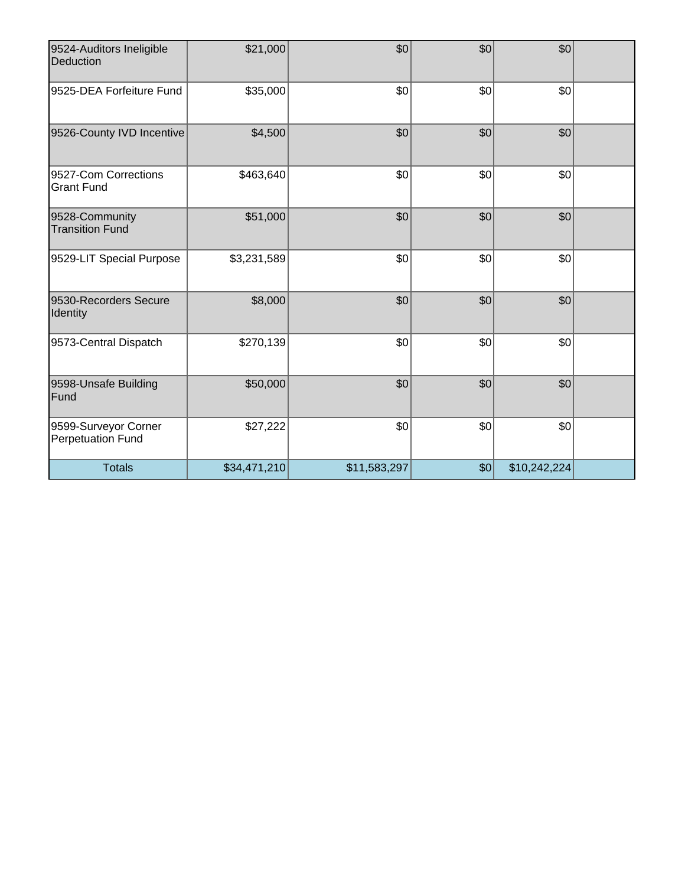| | | | | | |
|---|---|---|---|---|---|
| 9524-Auditors Ineligible Deduction | $21,000 | $0 | $0 | $0 | |
| 9525-DEA Forfeiture Fund | $35,000 | $0 | $0 | $0 | |
| 9526-County IVD Incentive | $4,500 | $0 | $0 | $0 | |
| 9527-Com Corrections Grant Fund | $463,640 | $0 | $0 | $0 | |
| 9528-Community Transition Fund | $51,000 | $0 | $0 | $0 | |
| 9529-LIT Special Purpose | $3,231,589 | $0 | $0 | $0 | |
| 9530-Recorders Secure Identity | $8,000 | $0 | $0 | $0 | |
| 9573-Central Dispatch | $270,139 | $0 | $0 | $0 | |
| 9598-Unsafe Building Fund | $50,000 | $0 | $0 | $0 | |
| 9599-Surveyor Corner Perpetuation Fund | $27,222 | $0 | $0 | $0 | |
| Totals | $34,471,210 | $11,583,297 | $0 | $10,242,224 | |